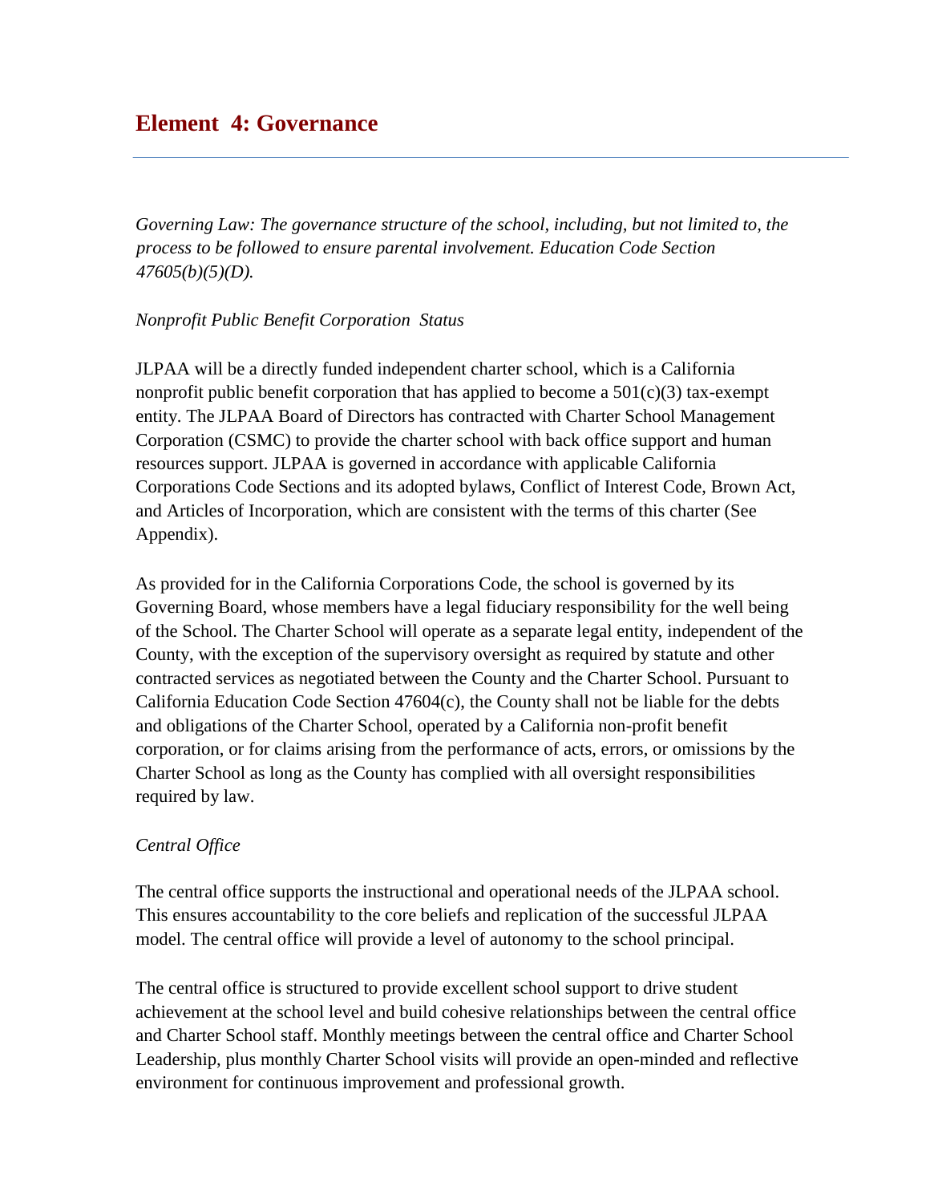# Element 4: Governance

*Governing Law: The governance structure of the school, including, but not limited to, the process to be followed to ensure parental involvement. Education Code Section 47605(b)(5)(D).*

*Nonprofit Public Benefit Corporation Status*

JLPAA will be a directly funded independent charter school, which is a California nonprofit public benefit corporation that has applied to become a 501(c)(3) tax-exempt entity. The JLPAA Board of Directors has contracted with Charter School Management Corporation (CSMC) to provide the charter school with back office support and human resources support. JLPAA is governed in accordance with applicable California Corporations Code Sections and its adopted bylaws, Conflict of Interest Code, Brown Act, and Articles of Incorporation, which are consistent with the terms of this charter (See Appendix).

As provided for in the California Corporations Code, the school is governed by its Governing Board, whose members have a legal fiduciary responsibility for the well being of the School. The Charter School will operate as a separate legal entity, independent of the County, with the exception of the supervisory oversight as required by statute and other contracted services as negotiated between the County and the Charter School. Pursuant to California Education Code Section 47604(c), the County shall not be liable for the debts and obligations of the Charter School, operated by a California non-profit benefit corporation, or for claims arising from the performance of acts, errors, or omissions by the Charter School as long as the County has complied with all oversight responsibilities required by law.

*Central Office*

The central office supports the instructional and operational needs of the JLPAA school. This ensures accountability to the core beliefs and replication of the successful JLPAA model. The central office will provide a level of autonomy to the school principal.

The central office is structured to provide excellent school support to drive student achievement at the school level and build cohesive relationships between the central office and Charter School staff. Monthly meetings between the central office and Charter School Leadership, plus monthly Charter School visits will provide an open-minded and reflective environment for continuous improvement and professional growth.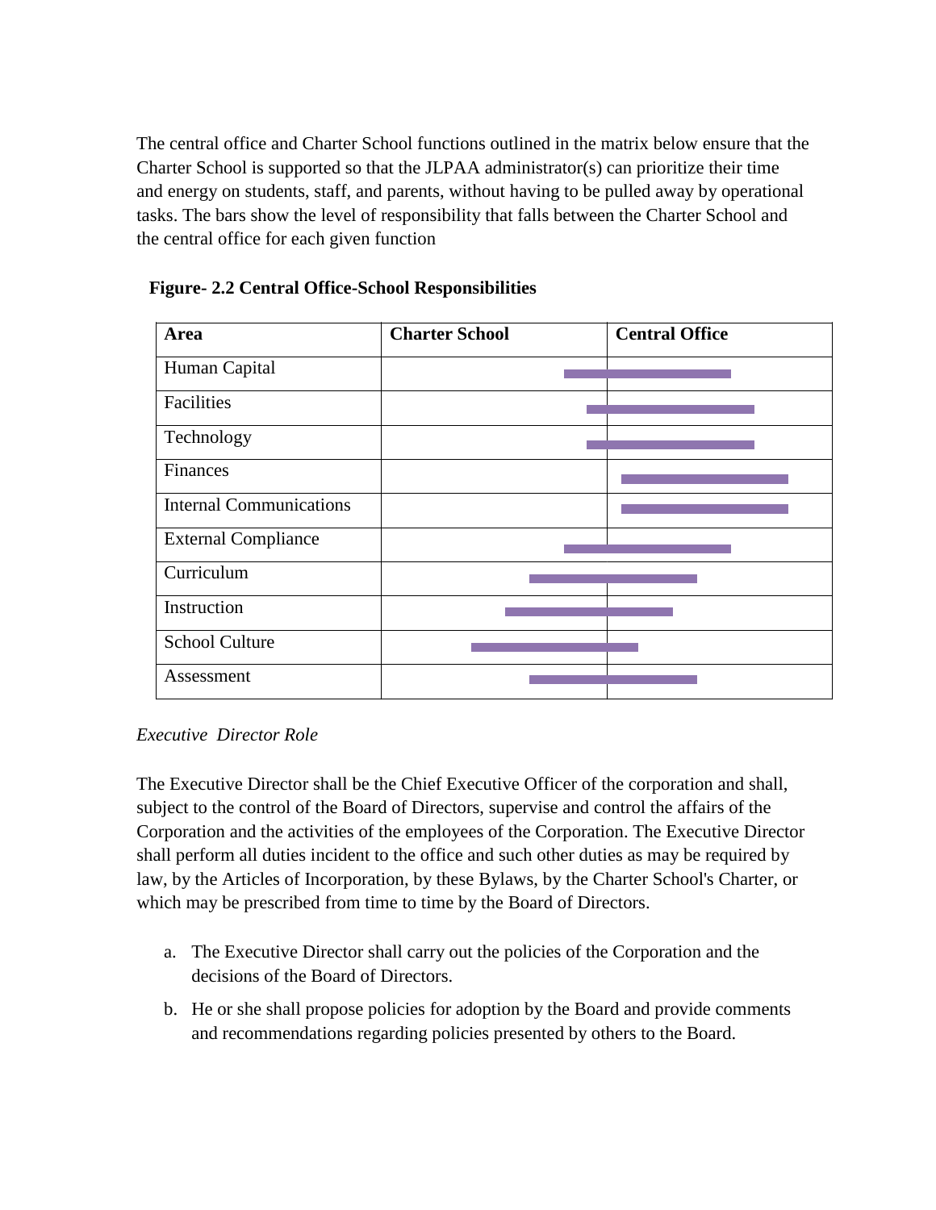The central office and Charter School functions outlined in the matrix below ensure that the Charter School is supported so that the JLPAA administrator(s) can prioritize their time and energy on students, staff, and parents, without having to be pulled away by operational tasks. The bars show the level of responsibility that falls between the Charter School and the central office for each given function

**Figure- 2.2 Central Office-School Responsibilities**

| Area | Charter School | Central Office |
|---|---|---|
| Human Capital | | |
| Facilities | | |
| Technology | | |
| Finances | | |
| Internal Communications | | |
| External Compliance | | |
| Curriculum | | |
| Instruction | | |
| School Culture | | |
| Assessment | | |

*Executive Director Role*

The Executive Director shall be the Chief Executive Officer of the corporation and shall, subject to the control of the Board of Directors, supervise and control the affairs of the Corporation and the activities of the employees of the Corporation. The Executive Director shall perform all duties incident to the office and such other duties as may be required by law, by the Articles of Incorporation, by these Bylaws, by the Charter School's Charter, or which may be prescribed from time to time by the Board of Directors.

a. The Executive Director shall carry out the policies of the Corporation and the decisions of the Board of Directors.
b. He or she shall propose policies for adoption by the Board and provide comments and recommendations regarding policies presented by others to the Board.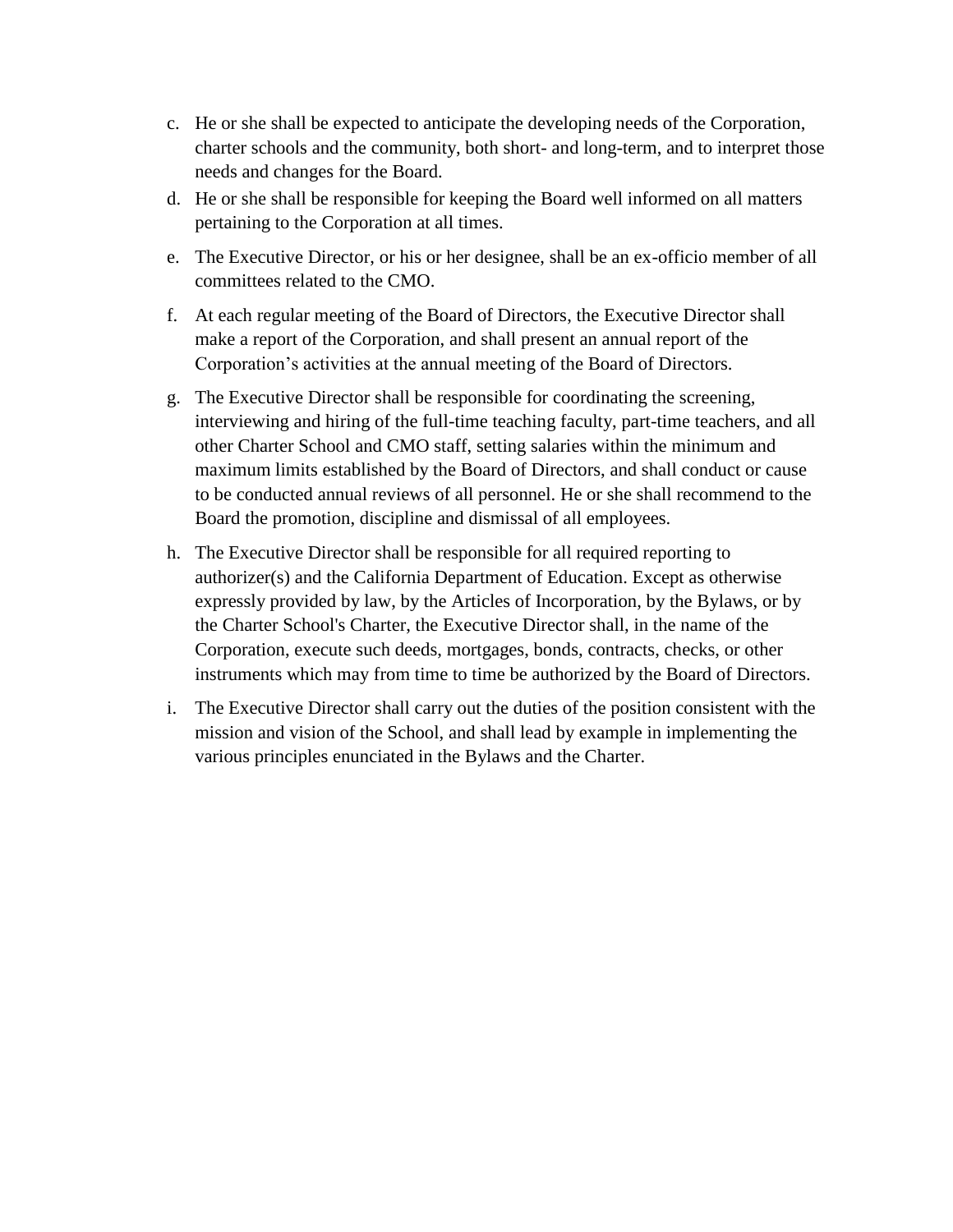c. He or she shall be expected to anticipate the developing needs of the Corporation, charter schools and the community, both short- and long-term, and to interpret those needs and changes for the Board.

d. He or she shall be responsible for keeping the Board well informed on all matters pertaining to the Corporation at all times.

e. The Executive Director, or his or her designee, shall be an ex-officio member of all committees related to the CMO.

f. At each regular meeting of the Board of Directors, the Executive Director shall make a report of the Corporation, and shall present an annual report of the Corporation's activities at the annual meeting of the Board of Directors.

g. The Executive Director shall be responsible for coordinating the screening, interviewing and hiring of the full-time teaching faculty, part-time teachers, and all other Charter School and CMO staff, setting salaries within the minimum and maximum limits established by the Board of Directors, and shall conduct or cause to be conducted annual reviews of all personnel. He or she shall recommend to the Board the promotion, discipline and dismissal of all employees.

h. The Executive Director shall be responsible for all required reporting to authorizer(s) and the California Department of Education. Except as otherwise expressly provided by law, by the Articles of Incorporation, by the Bylaws, or by the Charter School's Charter, the Executive Director shall, in the name of the Corporation, execute such deeds, mortgages, bonds, contracts, checks, or other instruments which may from time to time be authorized by the Board of Directors.

i. The Executive Director shall carry out the duties of the position consistent with the mission and vision of the School, and shall lead by example in implementing the various principles enunciated in the Bylaws and the Charter.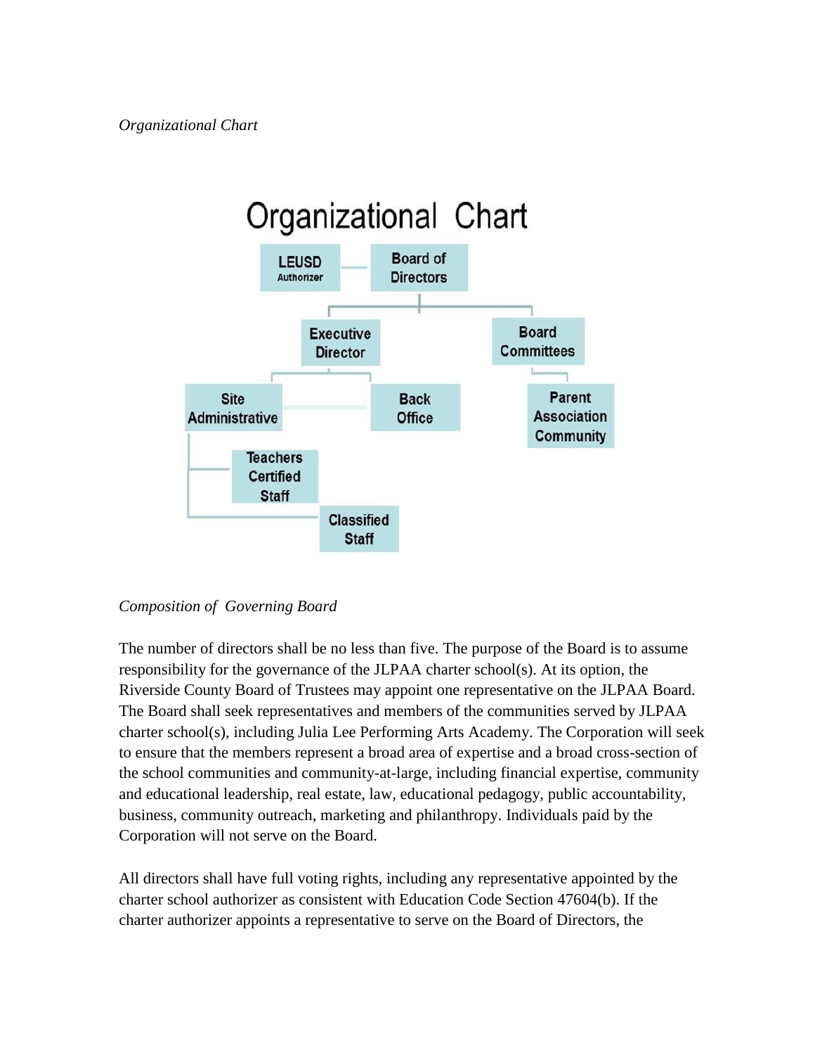*Organizational Chart*

Organizational Chart

LEUSD Authorizer — Board of Directors

Executive Director

Board Committees

Site Administrative

Back Office

Parent Association Community

Teachers Certified Staff

Classified Staff

*Composition of Governing Board*

The number of directors shall be no less than five. The purpose of the Board is to assume responsibility for the governance of the JLPAA charter school(s). At its option, the Riverside County Board of Trustees may appoint one representative on the JLPAA Board. The Board shall seek representatives and members of the communities served by JLPAA charter school(s), including Julia Lee Performing Arts Academy. The Corporation will seek to ensure that the members represent a broad area of expertise and a broad cross-section of the school communities and community-at-large, including financial expertise, community and educational leadership, real estate, law, educational pedagogy, public accountability, business, community outreach, marketing and philanthropy. Individuals paid by the Corporation will not serve on the Board.

All directors shall have full voting rights, including any representative appointed by the charter school authorizer as consistent with Education Code Section 47604(b). If the charter authorizer appoints a representative to serve on the Board of Directors, the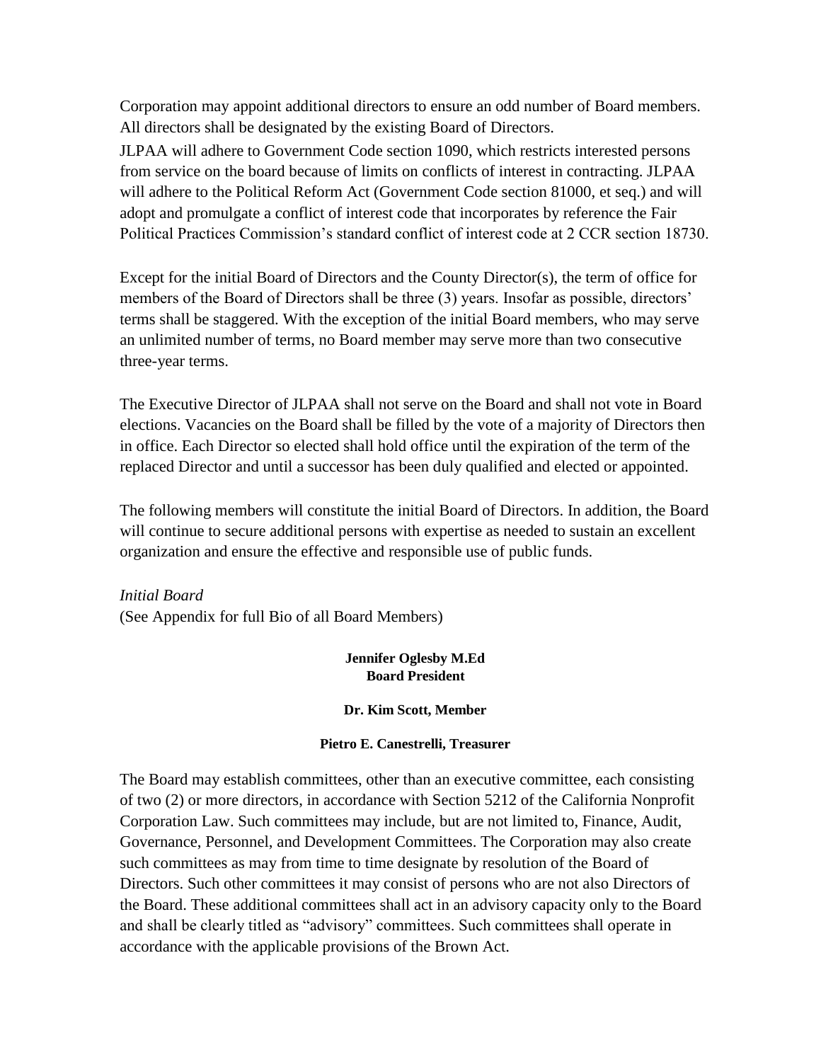Corporation may appoint additional directors to ensure an odd number of Board members. All directors shall be designated by the existing Board of Directors.

JLPAA will adhere to Government Code section 1090, which restricts interested persons from service on the board because of limits on conflicts of interest in contracting. JLPAA will adhere to the Political Reform Act (Government Code section 81000, et seq.) and will adopt and promulgate a conflict of interest code that incorporates by reference the Fair Political Practices Commission's standard conflict of interest code at 2 CCR section 18730.

Except for the initial Board of Directors and the County Director(s), the term of office for members of the Board of Directors shall be three (3) years. Insofar as possible, directors' terms shall be staggered. With the exception of the initial Board members, who may serve an unlimited number of terms, no Board member may serve more than two consecutive three-year terms.

The Executive Director of JLPAA shall not serve on the Board and shall not vote in Board elections. Vacancies on the Board shall be filled by the vote of a majority of Directors then in office. Each Director so elected shall hold office until the expiration of the term of the replaced Director and until a successor has been duly qualified and elected or appointed.

The following members will constitute the initial Board of Directors. In addition, the Board will continue to secure additional persons with expertise as needed to sustain an excellent organization and ensure the effective and responsible use of public funds.

*Initial Board*
(See Appendix for full Bio of all Board Members)

**Jennifer Oglesby M.Ed**
**Board President**

**Dr. Kim Scott, Member**

**Pietro E. Canestrelli, Treasurer**

The Board may establish committees, other than an executive committee, each consisting of two (2) or more directors, in accordance with Section 5212 of the California Nonprofit Corporation Law. Such committees may include, but are not limited to, Finance, Audit, Governance, Personnel, and Development Committees. The Corporation may also create such committees as may from time to time designate by resolution of the Board of Directors. Such other committees it may consist of persons who are not also Directors of the Board. These additional committees shall act in an advisory capacity only to the Board and shall be clearly titled as "advisory" committees. Such committees shall operate in accordance with the applicable provisions of the Brown Act.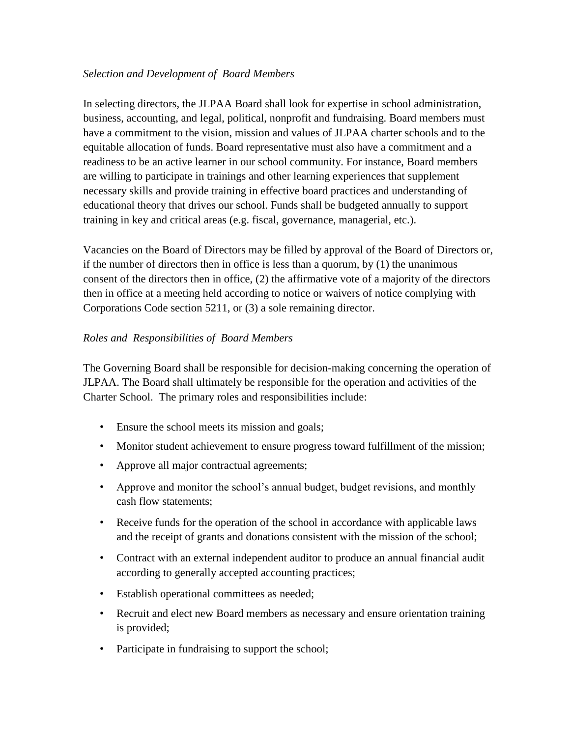*Selection and Development of Board Members*

In selecting directors, the JLPAA Board shall look for expertise in school administration, business, accounting, and legal, political, nonprofit and fundraising. Board members must have a commitment to the vision, mission and values of JLPAA charter schools and to the equitable allocation of funds. Board representative must also have a commitment and a readiness to be an active learner in our school community. For instance, Board members are willing to participate in trainings and other learning experiences that supplement necessary skills and provide training in effective board practices and understanding of educational theory that drives our school. Funds shall be budgeted annually to support training in key and critical areas (e.g. fiscal, governance, managerial, etc.).

Vacancies on the Board of Directors may be filled by approval of the Board of Directors or, if the number of directors then in office is less than a quorum, by (1) the unanimous consent of the directors then in office, (2) the affirmative vote of a majority of the directors then in office at a meeting held according to notice or waivers of notice complying with Corporations Code section 5211, or (3) a sole remaining director.

*Roles and Responsibilities of Board Members*

The Governing Board shall be responsible for decision-making concerning the operation of JLPAA. The Board shall ultimately be responsible for the operation and activities of the Charter School. The primary roles and responsibilities include:

- Ensure the school meets its mission and goals;
- Monitor student achievement to ensure progress toward fulfillment of the mission;
- Approve all major contractual agreements;
- Approve and monitor the school's annual budget, budget revisions, and monthly cash flow statements;
- Receive funds for the operation of the school in accordance with applicable laws and the receipt of grants and donations consistent with the mission of the school;
- Contract with an external independent auditor to produce an annual financial audit according to generally accepted accounting practices;
- Establish operational committees as needed;
- Recruit and elect new Board members as necessary and ensure orientation training is provided;
- Participate in fundraising to support the school;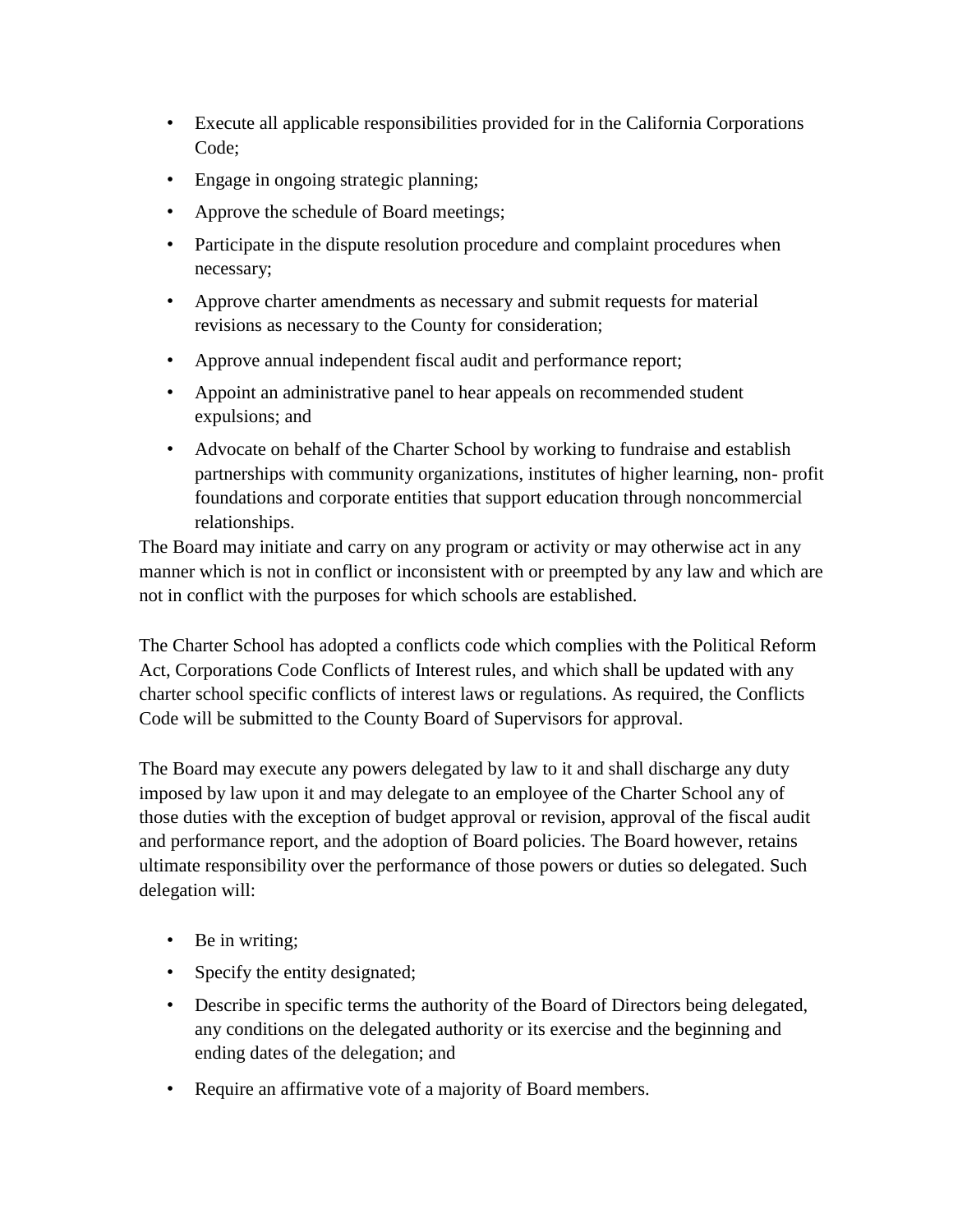- Execute all applicable responsibilities provided for in the California Corporations Code;
- Engage in ongoing strategic planning;
- Approve the schedule of Board meetings;
- Participate in the dispute resolution procedure and complaint procedures when necessary;
- Approve charter amendments as necessary and submit requests for material revisions as necessary to the County for consideration;
- Approve annual independent fiscal audit and performance report;
- Appoint an administrative panel to hear appeals on recommended student expulsions; and
- Advocate on behalf of the Charter School by working to fundraise and establish partnerships with community organizations, institutes of higher learning, non- profit foundations and corporate entities that support education through noncommercial relationships.

The Board may initiate and carry on any program or activity or may otherwise act in any manner which is not in conflict or inconsistent with or preempted by any law and which are not in conflict with the purposes for which schools are established.

The Charter School has adopted a conflicts code which complies with the Political Reform Act, Corporations Code Conflicts of Interest rules, and which shall be updated with any charter school specific conflicts of interest laws or regulations. As required, the Conflicts Code will be submitted to the County Board of Supervisors for approval.

The Board may execute any powers delegated by law to it and shall discharge any duty imposed by law upon it and may delegate to an employee of the Charter School any of those duties with the exception of budget approval or revision, approval of the fiscal audit and performance report, and the adoption of Board policies. The Board however, retains ultimate responsibility over the performance of those powers or duties so delegated. Such delegation will:

- Be in writing;
- Specify the entity designated;
- Describe in specific terms the authority of the Board of Directors being delegated, any conditions on the delegated authority or its exercise and the beginning and ending dates of the delegation; and
- Require an affirmative vote of a majority of Board members.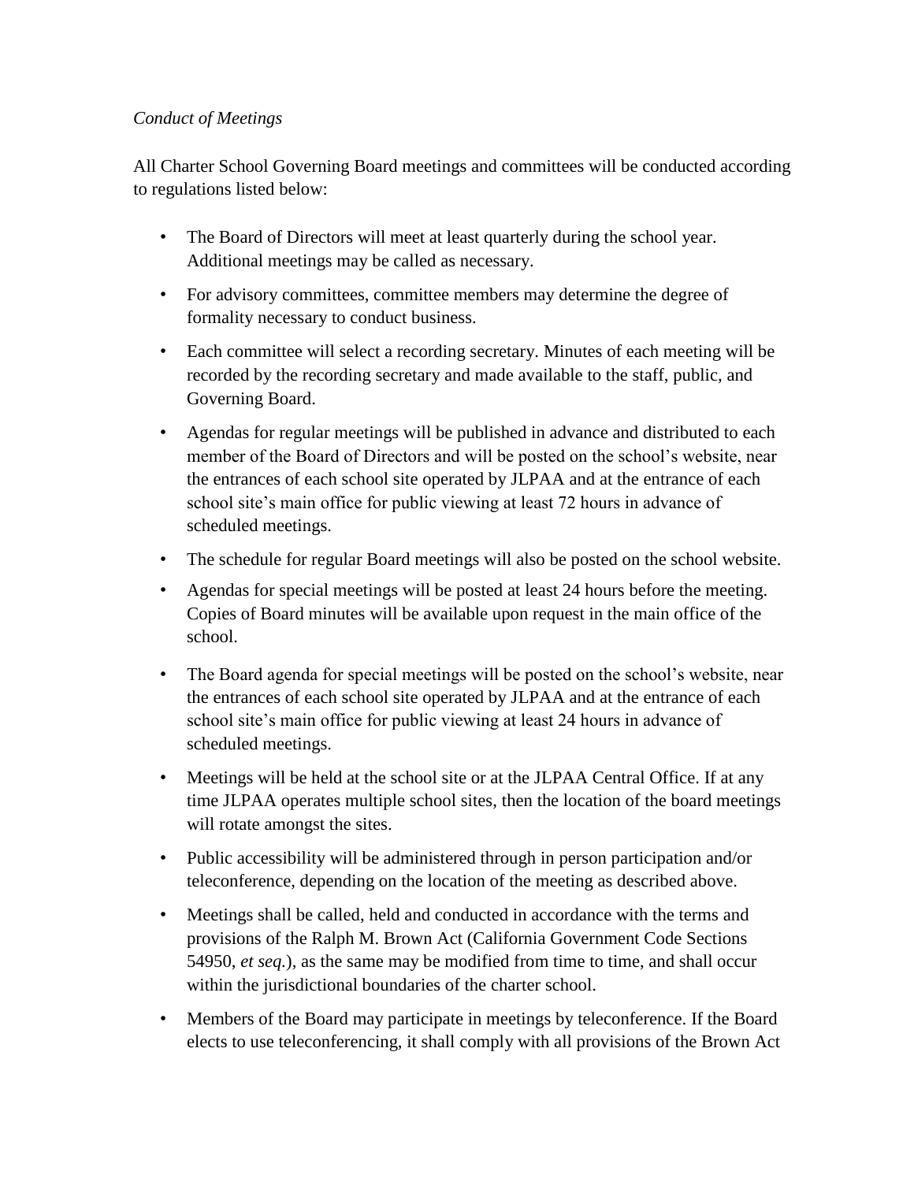*Conduct of Meetings*

All Charter School Governing Board meetings and committees will be conducted according to regulations listed below:

- The Board of Directors will meet at least quarterly during the school year. Additional meetings may be called as necessary.
- For advisory committees, committee members may determine the degree of formality necessary to conduct business.
- Each committee will select a recording secretary. Minutes of each meeting will be recorded by the recording secretary and made available to the staff, public, and Governing Board.
- Agendas for regular meetings will be published in advance and distributed to each member of the Board of Directors and will be posted on the school's website, near the entrances of each school site operated by JLPAA and at the entrance of each school site's main office for public viewing at least 72 hours in advance of scheduled meetings.
- The schedule for regular Board meetings will also be posted on the school website.
- Agendas for special meetings will be posted at least 24 hours before the meeting. Copies of Board minutes will be available upon request in the main office of the school.
- The Board agenda for special meetings will be posted on the school's website, near the entrances of each school site operated by JLPAA and at the entrance of each school site's main office for public viewing at least 24 hours in advance of scheduled meetings.
- Meetings will be held at the school site or at the JLPAA Central Office. If at any time JLPAA operates multiple school sites, then the location of the board meetings will rotate amongst the sites.
- Public accessibility will be administered through in person participation and/or teleconference, depending on the location of the meeting as described above.
- Meetings shall be called, held and conducted in accordance with the terms and provisions of the Ralph M. Brown Act (California Government Code Sections 54950, *et seq.*), as the same may be modified from time to time, and shall occur within the jurisdictional boundaries of the charter school.
- Members of the Board may participate in meetings by teleconference. If the Board elects to use teleconferencing, it shall comply with all provisions of the Brown Act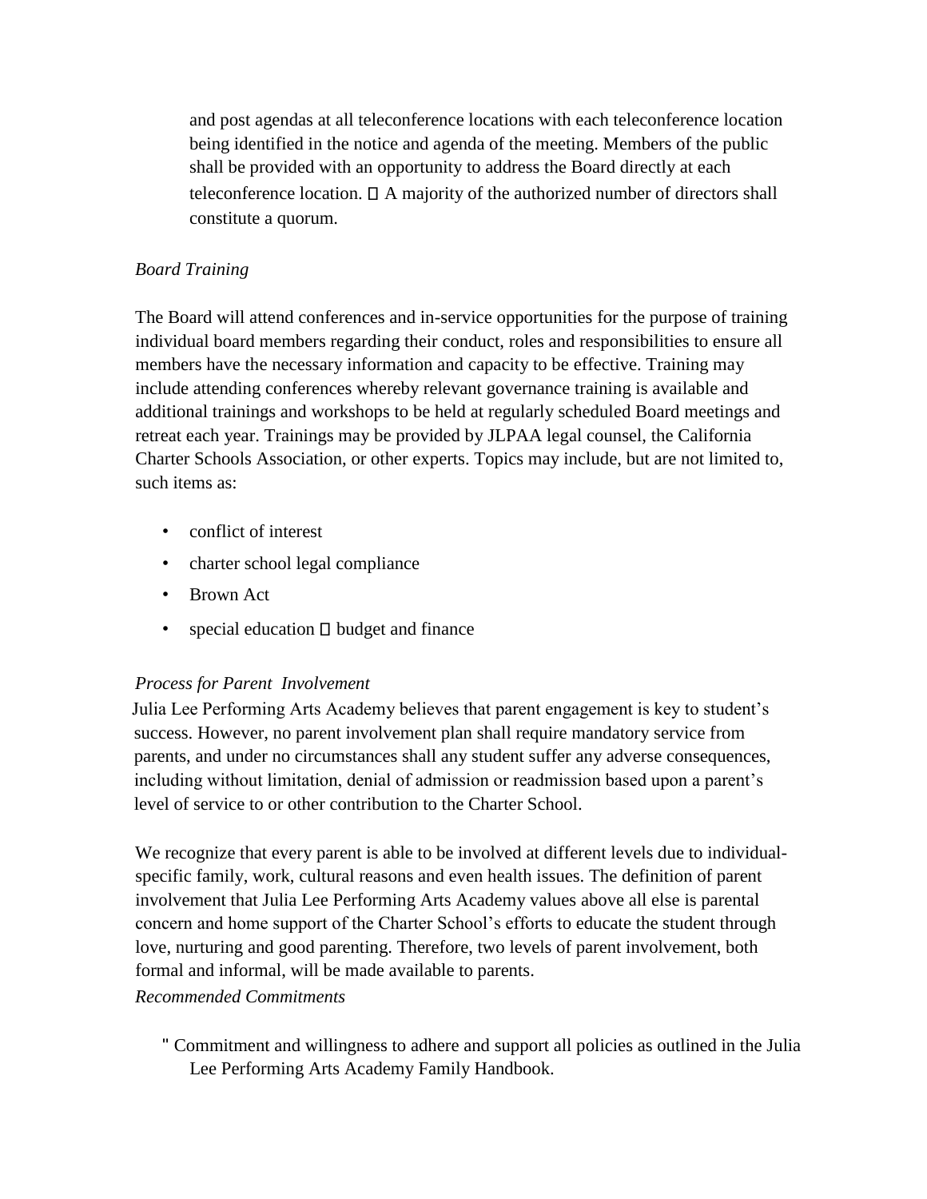and post agendas at all teleconference locations with each teleconference location being identified in the notice and agenda of the meeting. Members of the public shall be provided with an opportunity to address the Board directly at each teleconference location.  A majority of the authorized number of directors shall constitute a quorum.

*Board Training*

The Board will attend conferences and in-service opportunities for the purpose of training individual board members regarding their conduct, roles and responsibilities to ensure all members have the necessary information and capacity to be effective. Training may include attending conferences whereby relevant governance training is available and additional trainings and workshops to be held at regularly scheduled Board meetings and retreat each year. Trainings may be provided by JLPAA legal counsel, the California Charter Schools Association, or other experts. Topics may include, but are not limited to, such items as:

- conflict of interest
- charter school legal compliance
- Brown Act
- special education  budget and finance

*Process for Parent Involvement*

Julia Lee Performing Arts Academy believes that parent engagement is key to student's success. However, no parent involvement plan shall require mandatory service from parents, and under no circumstances shall any student suffer any adverse consequences, including without limitation, denial of admission or readmission based upon a parent's level of service to or other contribution to the Charter School.

We recognize that every parent is able to be involved at different levels due to individual-specific family, work, cultural reasons and even health issues. The definition of parent involvement that Julia Lee Performing Arts Academy values above all else is parental concern and home support of the Charter School's efforts to educate the student through love, nurturing and good parenting. Therefore, two levels of parent involvement, both formal and informal, will be made available to parents.

*Recommended Commitments*

" Commitment and willingness to adhere and support all policies as outlined in the Julia Lee Performing Arts Academy Family Handbook.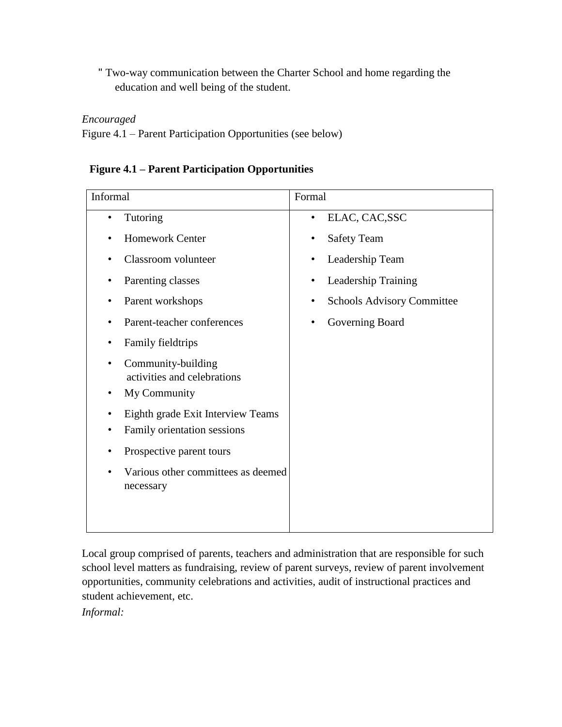" Two-way communication between the Charter School and home regarding the education and well being of the student.

*Encouraged*

Figure 4.1 – Parent Participation Opportunities (see below)

**Figure 4.1 – Parent Participation Opportunities**

| Informal | Formal |
|---|---|
| • Tutoring<br>• Homework Center<br>• Classroom volunteer<br>• Parenting classes<br>• Parent workshops<br>• Parent-teacher conferences<br>• Family fieldtrips<br>• Community-building activities and celebrations<br>• My Community<br>• Eighth grade Exit Interview Teams<br>• Family orientation sessions<br>• Prospective parent tours<br>• Various other committees as deemed necessary | • ELAC, CAC,SSC<br>• Safety Team<br>• Leadership Team<br>• Leadership Training<br>• Schools Advisory Committee<br>• Governing Board |

Local group comprised of parents, teachers and administration that are responsible for such school level matters as fundraising, review of parent surveys, review of parent involvement opportunities, community celebrations and activities, audit of instructional practices and student achievement, etc.

*Informal:*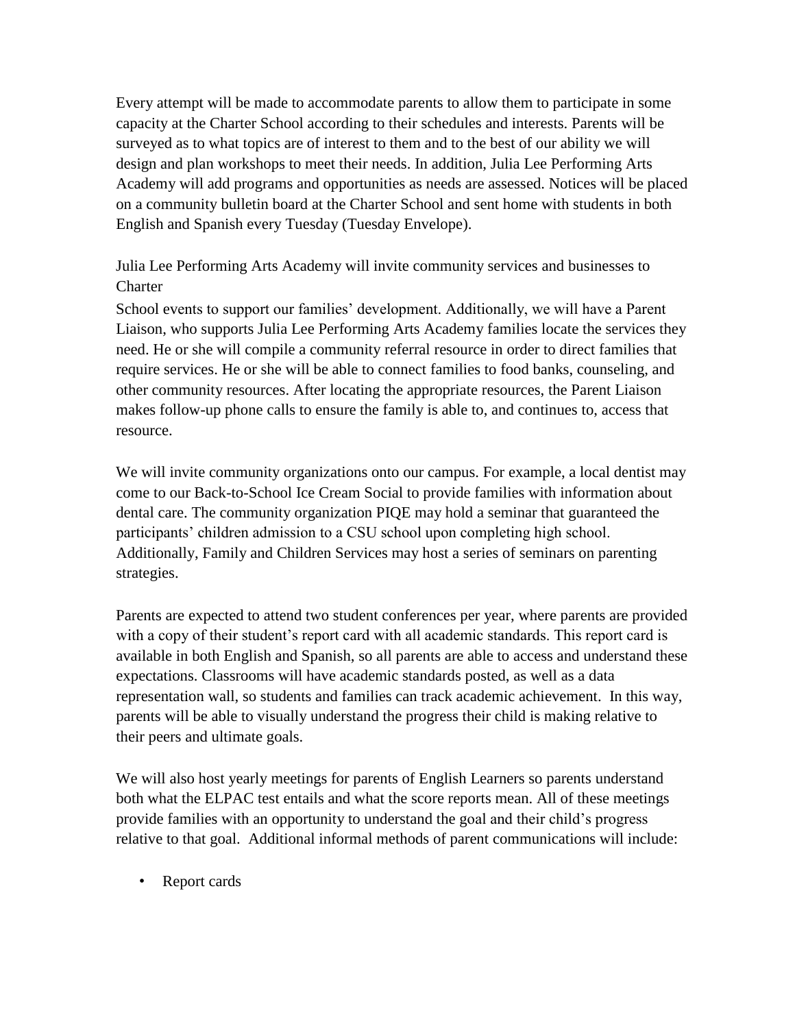Every attempt will be made to accommodate parents to allow them to participate in some capacity at the Charter School according to their schedules and interests. Parents will be surveyed as to what topics are of interest to them and to the best of our ability we will design and plan workshops to meet their needs. In addition, Julia Lee Performing Arts Academy will add programs and opportunities as needs are assessed. Notices will be placed on a community bulletin board at the Charter School and sent home with students in both English and Spanish every Tuesday (Tuesday Envelope).

Julia Lee Performing Arts Academy will invite community services and businesses to Charter School events to support our families' development. Additionally, we will have a Parent Liaison, who supports Julia Lee Performing Arts Academy families locate the services they need. He or she will compile a community referral resource in order to direct families that require services. He or she will be able to connect families to food banks, counseling, and other community resources. After locating the appropriate resources, the Parent Liaison makes follow-up phone calls to ensure the family is able to, and continues to, access that resource.

We will invite community organizations onto our campus. For example, a local dentist may come to our Back-to-School Ice Cream Social to provide families with information about dental care. The community organization PIQE may hold a seminar that guaranteed the participants' children admission to a CSU school upon completing high school. Additionally, Family and Children Services may host a series of seminars on parenting strategies.

Parents are expected to attend two student conferences per year, where parents are provided with a copy of their student's report card with all academic standards. This report card is available in both English and Spanish, so all parents are able to access and understand these expectations. Classrooms will have academic standards posted, as well as a data representation wall, so students and families can track academic achievement. In this way, parents will be able to visually understand the progress their child is making relative to their peers and ultimate goals.

We will also host yearly meetings for parents of English Learners so parents understand both what the ELPAC test entails and what the score reports mean. All of these meetings provide families with an opportunity to understand the goal and their child's progress relative to that goal. Additional informal methods of parent communications will include:

- Report cards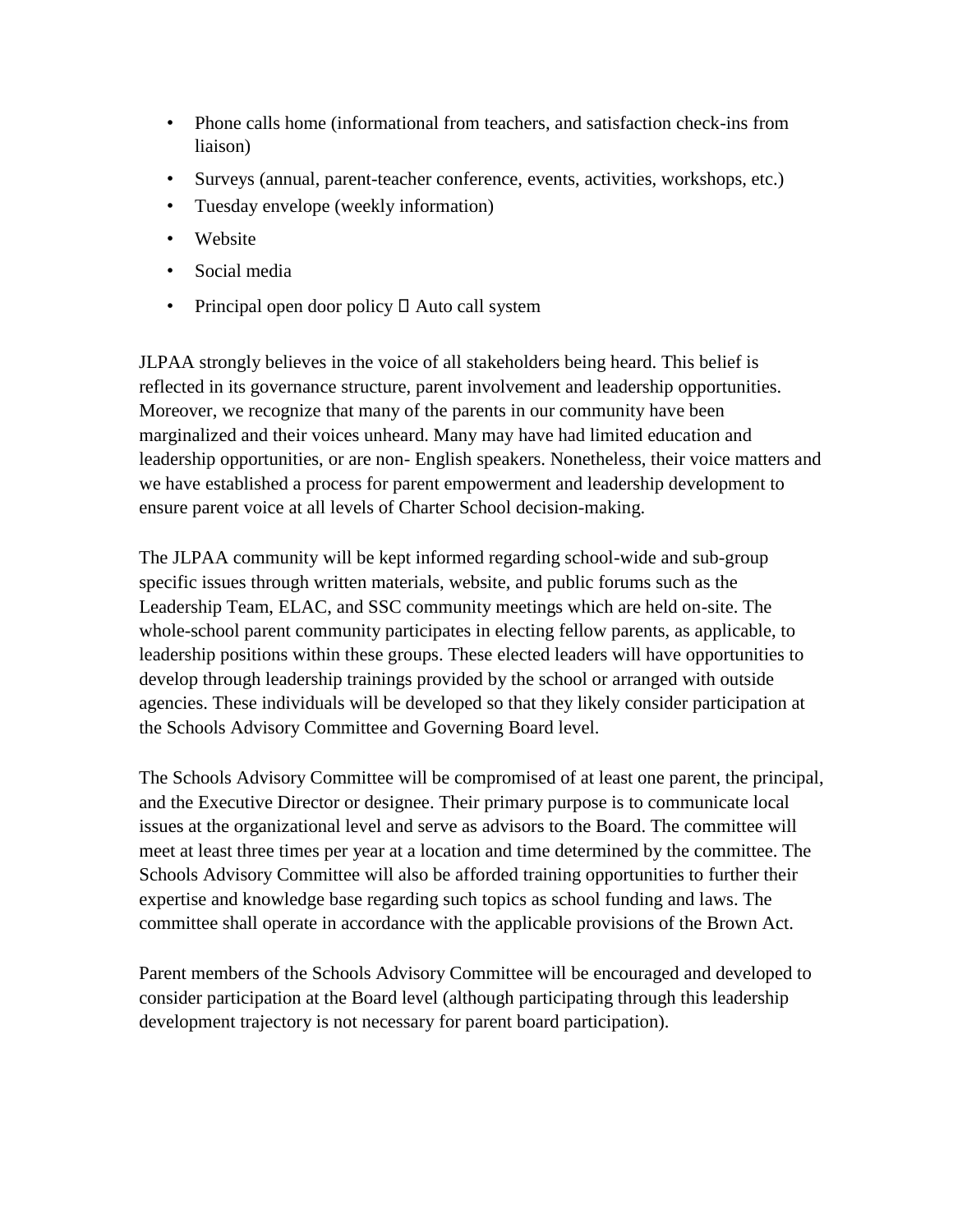- Phone calls home (informational from teachers, and satisfaction check-ins from liaison)
- Surveys (annual, parent-teacher conference, events, activities, workshops, etc.)
- Tuesday envelope (weekly information)
- Website
- Social media
- Principal open door policy  Auto call system

JLPAA strongly believes in the voice of all stakeholders being heard. This belief is reflected in its governance structure, parent involvement and leadership opportunities. Moreover, we recognize that many of the parents in our community have been marginalized and their voices unheard. Many may have had limited education and leadership opportunities, or are non- English speakers. Nonetheless, their voice matters and we have established a process for parent empowerment and leadership development to ensure parent voice at all levels of Charter School decision-making.

The JLPAA community will be kept informed regarding school-wide and sub-group specific issues through written materials, website, and public forums such as the Leadership Team, ELAC, and SSC community meetings which are held on-site. The whole-school parent community participates in electing fellow parents, as applicable, to leadership positions within these groups. These elected leaders will have opportunities to develop through leadership trainings provided by the school or arranged with outside agencies. These individuals will be developed so that they likely consider participation at the Schools Advisory Committee and Governing Board level.

The Schools Advisory Committee will be compromised of at least one parent, the principal, and the Executive Director or designee. Their primary purpose is to communicate local issues at the organizational level and serve as advisors to the Board. The committee will meet at least three times per year at a location and time determined by the committee. The Schools Advisory Committee will also be afforded training opportunities to further their expertise and knowledge base regarding such topics as school funding and laws. The committee shall operate in accordance with the applicable provisions of the Brown Act.

Parent members of the Schools Advisory Committee will be encouraged and developed to consider participation at the Board level (although participating through this leadership development trajectory is not necessary for parent board participation).